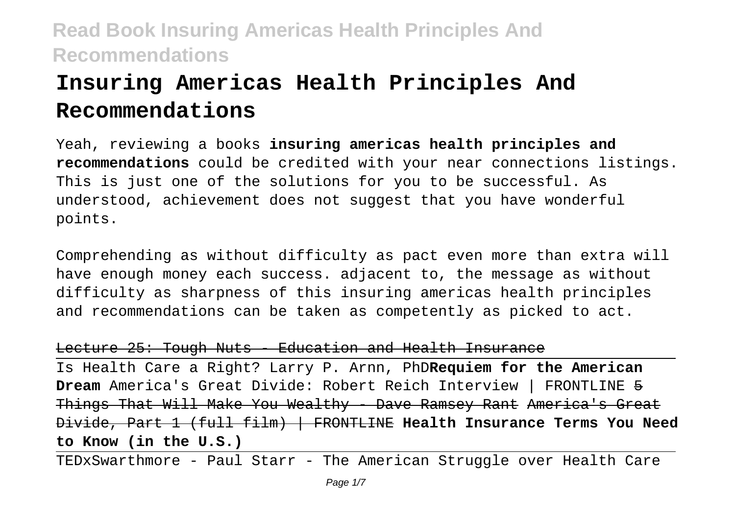# Insuring Americas Health Principles And Recommendations

Yeah, reviewing a books **insuring americas health principles and recommendations** could be credited with your near connections listings. This is just one of the solutions for you to be successful. As understood, achievement does not suggest that you have wonderful points.

Comprehending as without difficulty as pact even more than extra will have enough money each success. adjacent to, the message as without difficulty as sharpness of this insuring americas health principles and recommendations can be taken as competently as picked to act.

~~Lecture 25: Tough Nuts - Education and Health Insurance~~

Is Health Care a Right? Larry P. Arnn, PhD**Requiem for the American Dream** America's Great Divide: Robert Reich Interview | FRONTLINE ~~5 Things That Will Make You Wealthy - Dave Ramsey Rant~~ ~~America's Great Divide, Part 1 (full film) | FRONTLINE~~ **Health Insurance Terms You Need to Know (in the U.S.)**

TEDxSwarthmore - Paul Starr - The American Struggle over Health Care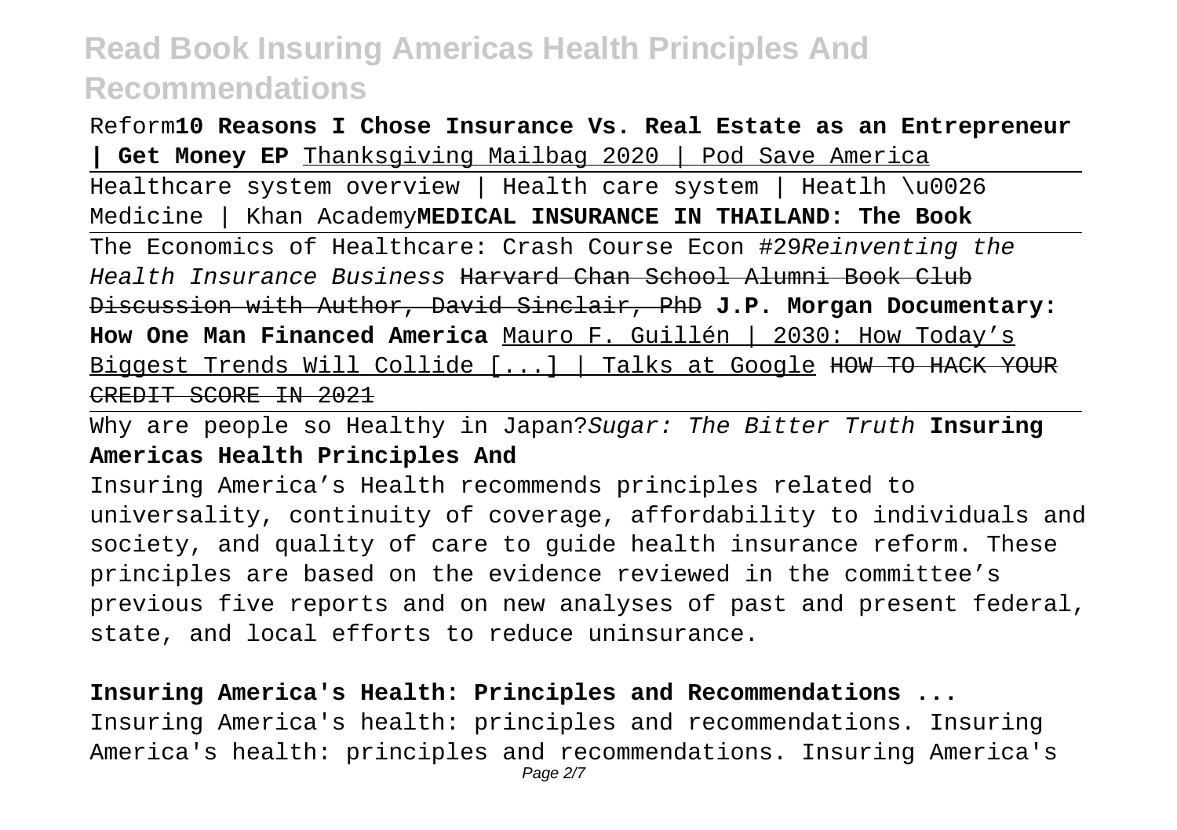Reform**10 Reasons I Chose Insurance Vs. Real Estate as an Entrepreneur | Get Money EP** Thanksgiving Mailbag 2020 | Pod Save America

Healthcare system overview | Health care system | Heatlh \u0026 Medicine | Khan Academy**MEDICAL INSURANCE IN THAILAND: The Book**

The Economics of Healthcare: Crash Course Econ #29*Reinventing the Health Insurance Business* ~~Harvard Chan School Alumni Book Club Discussion with Author, David Sinclair, PhD~~ **J.P. Morgan Documentary: How One Man Financed America** Mauro F. Guillén | 2030: How Today's Biggest Trends Will Collide [...] | Talks at Google ~~HOW TO HACK YOUR CREDIT SCORE IN 2021~~

Why are people so Healthy in Japan?*Sugar: The Bitter Truth* **Insuring Americas Health Principles And**

Insuring America's Health recommends principles related to universality, continuity of coverage, affordability to individuals and society, and quality of care to guide health insurance reform. These principles are based on the evidence reviewed in the committee's previous five reports and on new analyses of past and present federal, state, and local efforts to reduce uninsurance.

**Insuring America's Health: Principles and Recommendations ...**

Insuring America's health: principles and recommendations. Insuring America's health: principles and recommendations. Insuring America's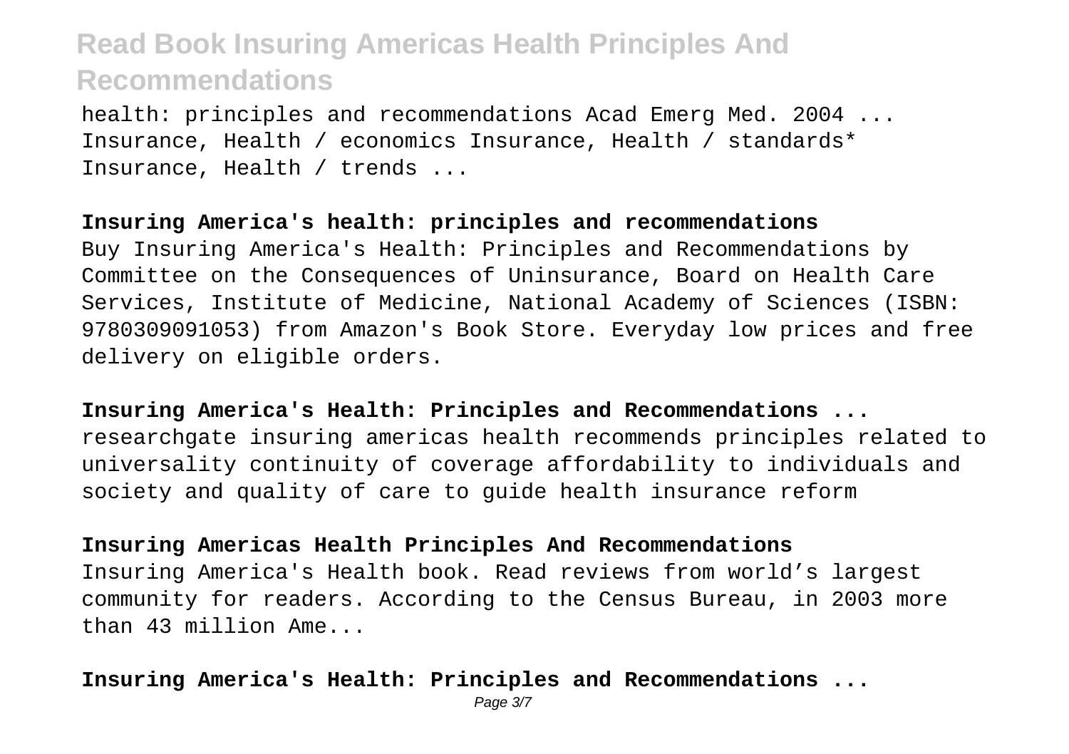health: principles and recommendations Acad Emerg Med. 2004 ... Insurance, Health / economics Insurance, Health / standards* Insurance, Health / trends ...

**Insuring America's health: principles and recommendations**

Buy Insuring America's Health: Principles and Recommendations by Committee on the Consequences of Uninsurance, Board on Health Care Services, Institute of Medicine, National Academy of Sciences (ISBN: 9780309091053) from Amazon's Book Store. Everyday low prices and free delivery on eligible orders.

**Insuring America's Health: Principles and Recommendations ...**

researchgate insuring americas health recommends principles related to universality continuity of coverage affordability to individuals and society and quality of care to guide health insurance reform

**Insuring Americas Health Principles And Recommendations**

Insuring America's Health book. Read reviews from world's largest community for readers. According to the Census Bureau, in 2003 more than 43 million Ame...

**Insuring America's Health: Principles and Recommendations ...**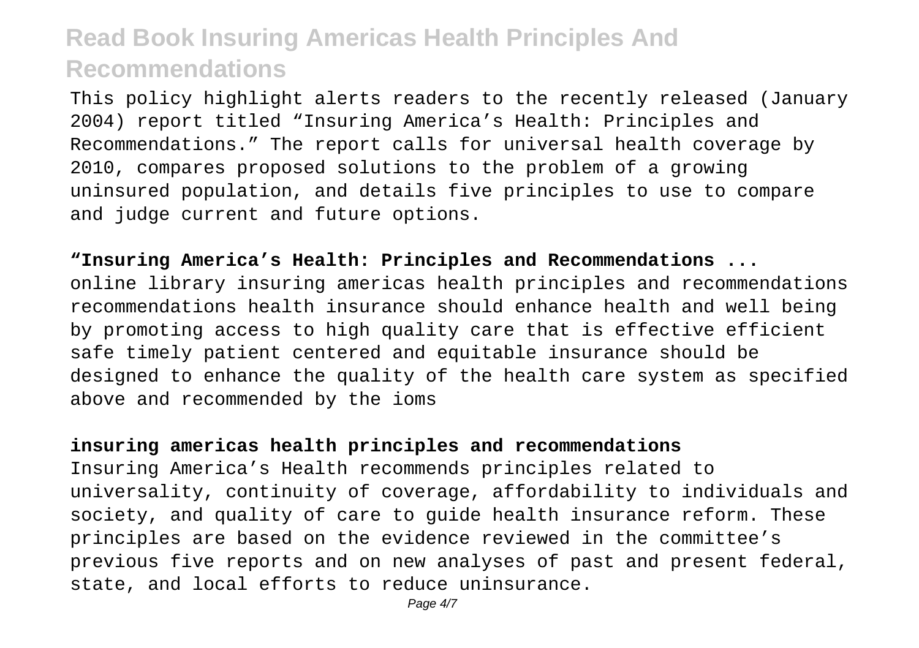This policy highlight alerts readers to the recently released (January 2004) report titled "Insuring America's Health: Principles and Recommendations." The report calls for universal health coverage by 2010, compares proposed solutions to the problem of a growing uninsured population, and details five principles to use to compare and judge current and future options.

**"Insuring America's Health: Principles and Recommendations ...**

online library insuring americas health principles and recommendations recommendations health insurance should enhance health and well being by promoting access to high quality care that is effective efficient safe timely patient centered and equitable insurance should be designed to enhance the quality of the health care system as specified above and recommended by the ioms

**insuring americas health principles and recommendations**

Insuring America's Health recommends principles related to universality, continuity of coverage, affordability to individuals and society, and quality of care to guide health insurance reform. These principles are based on the evidence reviewed in the committee's previous five reports and on new analyses of past and present federal, state, and local efforts to reduce uninsurance.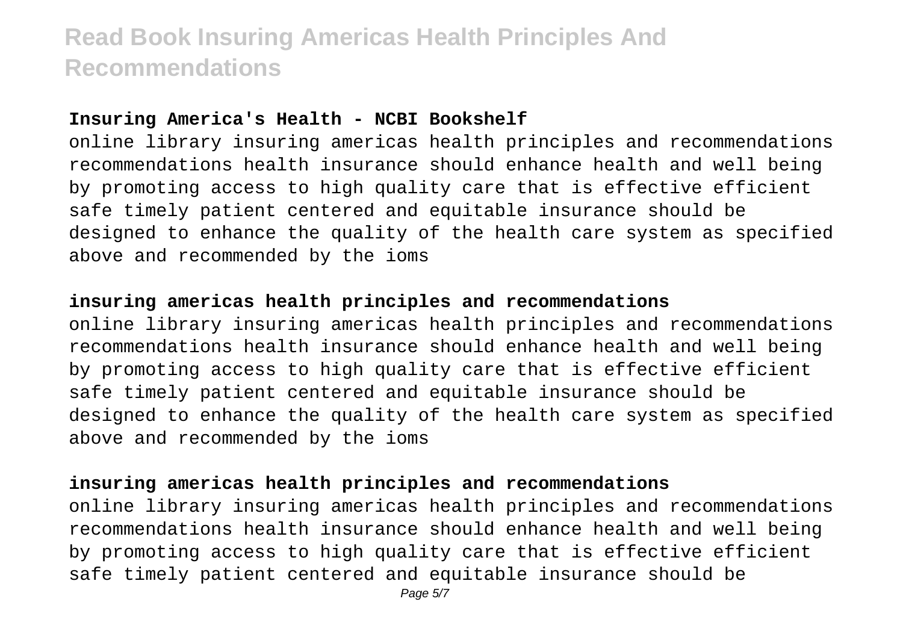## Insuring America's Health - NCBI Bookshelf

online library insuring americas health principles and recommendations recommendations health insurance should enhance health and well being by promoting access to high quality care that is effective efficient safe timely patient centered and equitable insurance should be designed to enhance the quality of the health care system as specified above and recommended by the ioms

## insuring americas health principles and recommendations

online library insuring americas health principles and recommendations recommendations health insurance should enhance health and well being by promoting access to high quality care that is effective efficient safe timely patient centered and equitable insurance should be designed to enhance the quality of the health care system as specified above and recommended by the ioms

## insuring americas health principles and recommendations

online library insuring americas health principles and recommendations recommendations health insurance should enhance health and well being by promoting access to high quality care that is effective efficient safe timely patient centered and equitable insurance should be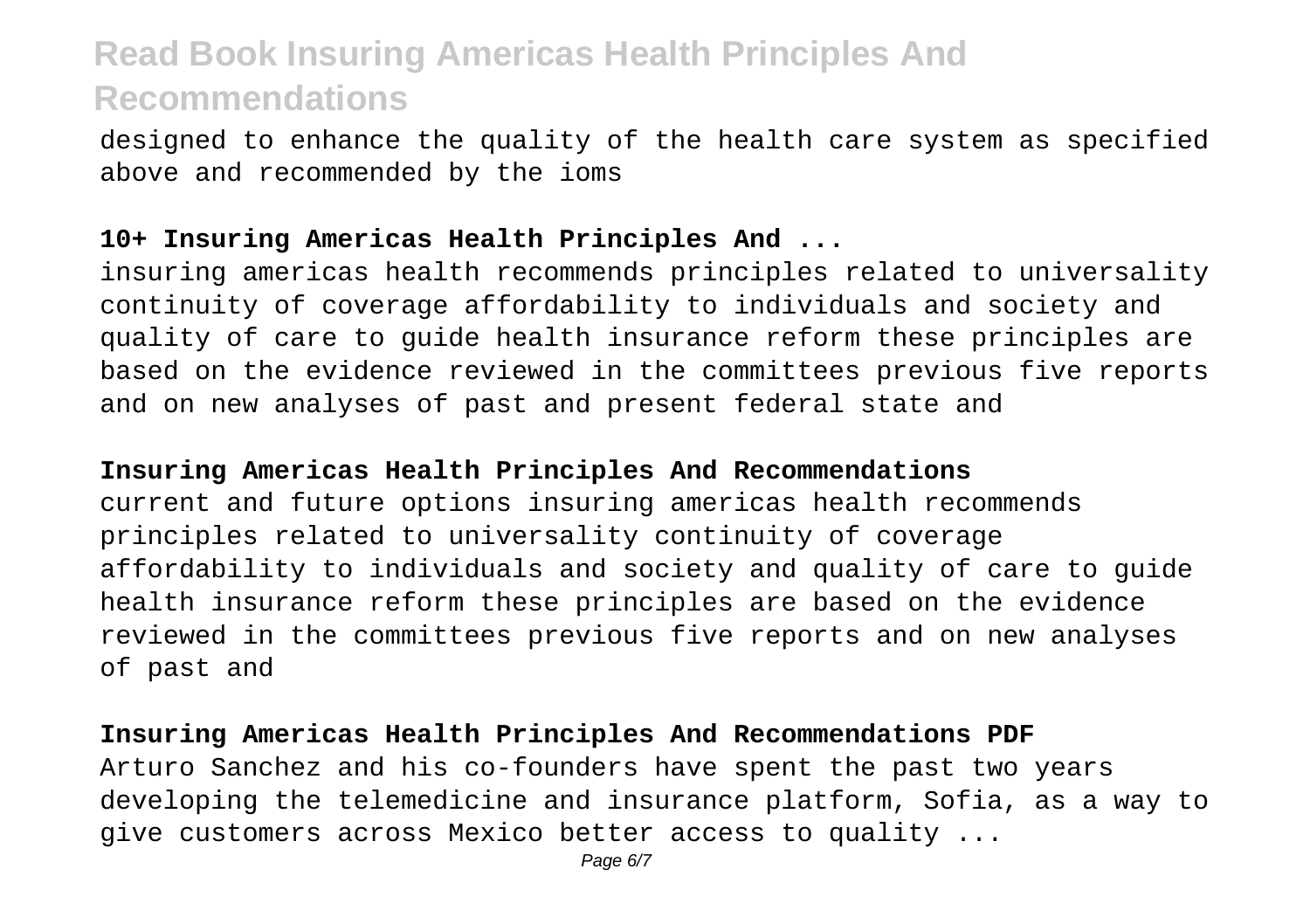designed to enhance the quality of the health care system as specified above and recommended by the ioms

**10+ Insuring Americas Health Principles And ...**

insuring americas health recommends principles related to universality continuity of coverage affordability to individuals and society and quality of care to guide health insurance reform these principles are based on the evidence reviewed in the committees previous five reports and on new analyses of past and present federal state and

**Insuring Americas Health Principles And Recommendations**

current and future options insuring americas health recommends principles related to universality continuity of coverage affordability to individuals and society and quality of care to guide health insurance reform these principles are based on the evidence reviewed in the committees previous five reports and on new analyses of past and

**Insuring Americas Health Principles And Recommendations PDF**

Arturo Sanchez and his co-founders have spent the past two years developing the telemedicine and insurance platform, Sofia, as a way to give customers across Mexico better access to quality ...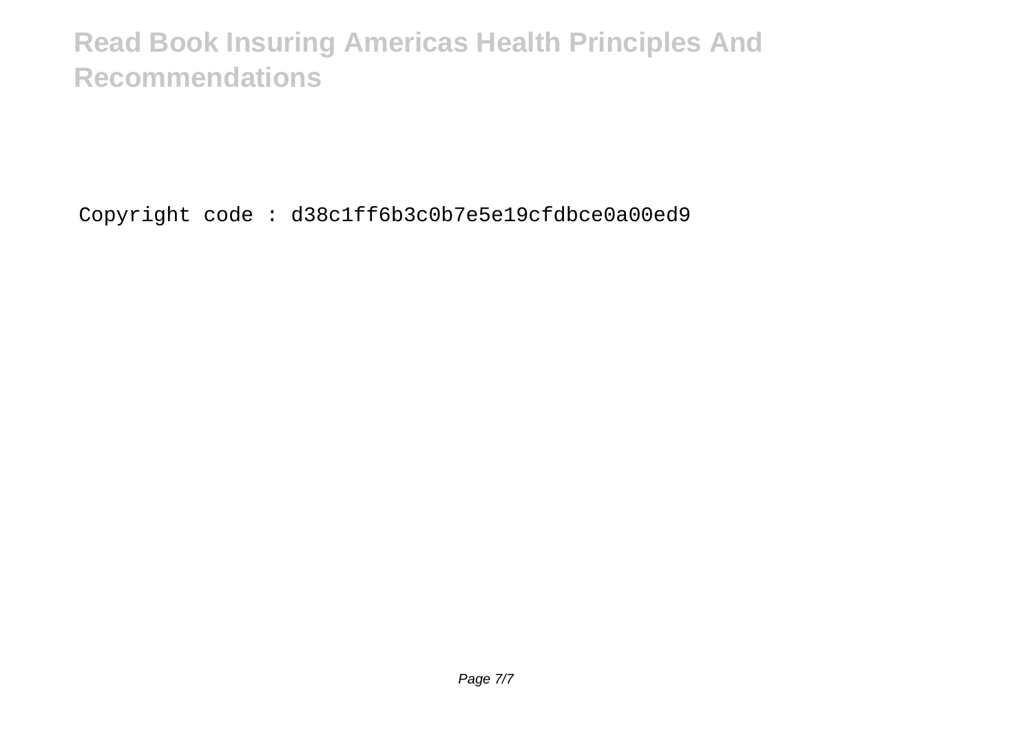Copyright code : d38c1ff6b3c0b7e5e19cfdbce0a00ed9